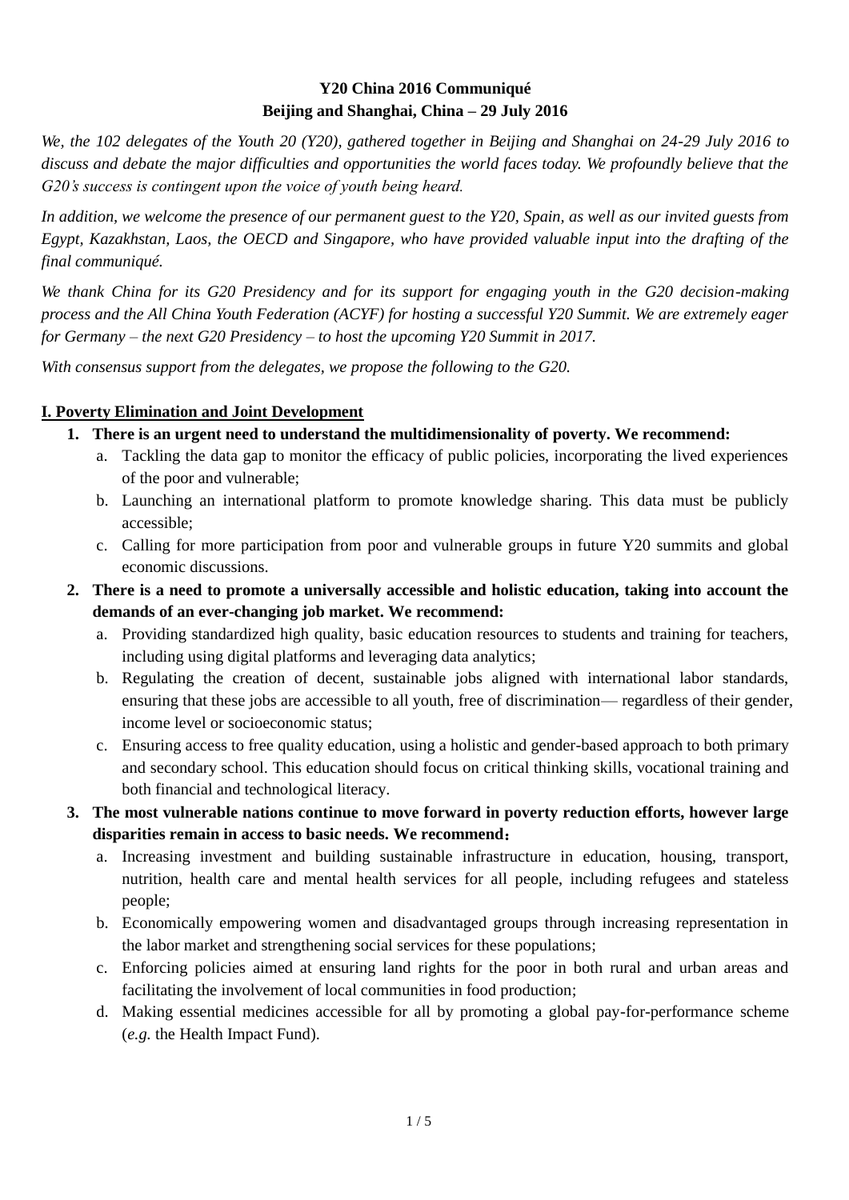# Y20 China 2016 Communiqué

## Beijing and Shanghai, China – 29 July 2016

*We, the 102 delegates of the Youth 20 (Y20), gathered together in Beijing and Shanghai on 24-29 July 2016 to discuss and debate the major difficulties and opportunities the world faces today. We profoundly believe that the G20's success is contingent upon the voice of youth being heard.*

*In addition, we welcome the presence of our permanent guest to the Y20, Spain, as well as our invited guests from Egypt, Kazakhstan, Laos, the OECD and Singapore, who have provided valuable input into the drafting of the final communiqué.*

*We thank China for its G20 Presidency and for its support for engaging youth in the G20 decision-making process and the All China Youth Federation (ACYF) for hosting a successful Y20 Summit. We are extremely eager for Germany – the next G20 Presidency – to host the upcoming Y20 Summit in 2017.*

*With consensus support from the delegates, we propose the following to the G20.*

## I. Poverty Elimination and Joint Development

1. **There is an urgent need to understand the multidimensionality of poverty. We recommend:**
   a. Tackling the data gap to monitor the efficacy of public policies, incorporating the lived experiences of the poor and vulnerable;
   b. Launching an international platform to promote knowledge sharing. This data must be publicly accessible;
   c. Calling for more participation from poor and vulnerable groups in future Y20 summits and global economic discussions.

2. **There is a need to promote a universally accessible and holistic education, taking into account the demands of an ever-changing job market. We recommend:**
   a. Providing standardized high quality, basic education resources to students and training for teachers, including using digital platforms and leveraging data analytics;
   b. Regulating the creation of decent, sustainable jobs aligned with international labor standards, ensuring that these jobs are accessible to all youth, free of discrimination— regardless of their gender, income level or socioeconomic status;
   c. Ensuring access to free quality education, using a holistic and gender-based approach to both primary and secondary school. This education should focus on critical thinking skills, vocational training and both financial and technological literacy.

3. **The most vulnerable nations continue to move forward in poverty reduction efforts, however large disparities remain in access to basic needs. We recommend：**
   a. Increasing investment and building sustainable infrastructure in education, housing, transport, nutrition, health care and mental health services for all people, including refugees and stateless people;
   b. Economically empowering women and disadvantaged groups through increasing representation in the labor market and strengthening social services for these populations;
   c. Enforcing policies aimed at ensuring land rights for the poor in both rural and urban areas and facilitating the involvement of local communities in food production;
   d. Making essential medicines accessible for all by promoting a global pay-for-performance scheme (*e.g.* the Health Impact Fund).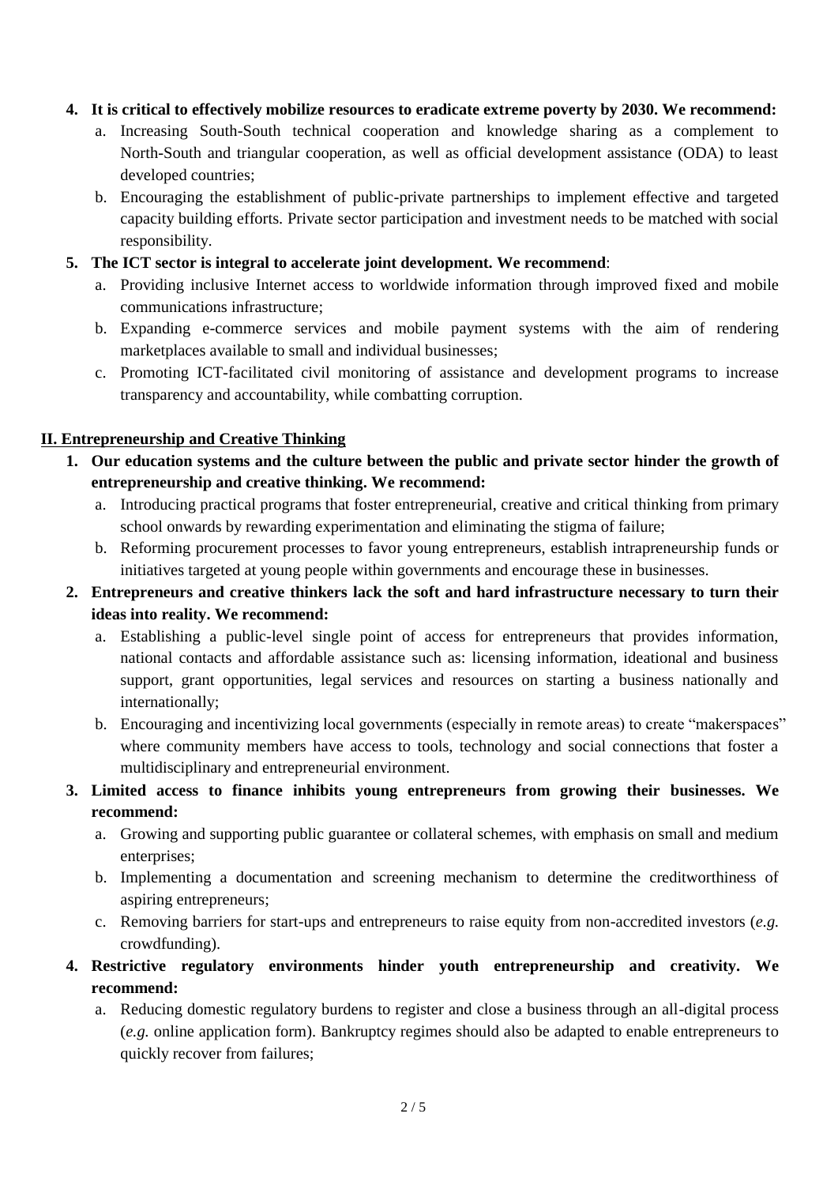4. **It is critical to effectively mobilize resources to eradicate extreme poverty by 2030. We recommend:**
   a. Increasing South-South technical cooperation and knowledge sharing as a complement to North-South and triangular cooperation, as well as official development assistance (ODA) to least developed countries;
   b. Encouraging the establishment of public-private partnerships to implement effective and targeted capacity building efforts. Private sector participation and investment needs to be matched with social responsibility.

5. **The ICT sector is integral to accelerate joint development. We recommend**:
   a. Providing inclusive Internet access to worldwide information through improved fixed and mobile communications infrastructure;
   b. Expanding e-commerce services and mobile payment systems with the aim of rendering marketplaces available to small and individual businesses;
   c. Promoting ICT-facilitated civil monitoring of assistance and development programs to increase transparency and accountability, while combatting corruption.

## II. Entrepreneurship and Creative Thinking

1. **Our education systems and the culture between the public and private sector hinder the growth of entrepreneurship and creative thinking. We recommend:**
   a. Introducing practical programs that foster entrepreneurial, creative and critical thinking from primary school onwards by rewarding experimentation and eliminating the stigma of failure;
   b. Reforming procurement processes to favor young entrepreneurs, establish intrapreneurship funds or initiatives targeted at young people within governments and encourage these in businesses.

2. **Entrepreneurs and creative thinkers lack the soft and hard infrastructure necessary to turn their ideas into reality. We recommend:**
   a. Establishing a public-level single point of access for entrepreneurs that provides information, national contacts and affordable assistance such as: licensing information, ideational and business support, grant opportunities, legal services and resources on starting a business nationally and internationally;
   b. Encouraging and incentivizing local governments (especially in remote areas) to create "makerspaces" where community members have access to tools, technology and social connections that foster a multidisciplinary and entrepreneurial environment.

3. **Limited access to finance inhibits young entrepreneurs from growing their businesses. We recommend:**
   a. Growing and supporting public guarantee or collateral schemes, with emphasis on small and medium enterprises;
   b. Implementing a documentation and screening mechanism to determine the creditworthiness of aspiring entrepreneurs;
   c. Removing barriers for start-ups and entrepreneurs to raise equity from non-accredited investors (*e.g.* crowdfunding).

4. **Restrictive regulatory environments hinder youth entrepreneurship and creativity. We recommend:**
   a. Reducing domestic regulatory burdens to register and close a business through an all-digital process (*e.g.* online application form). Bankruptcy regimes should also be adapted to enable entrepreneurs to quickly recover from failures;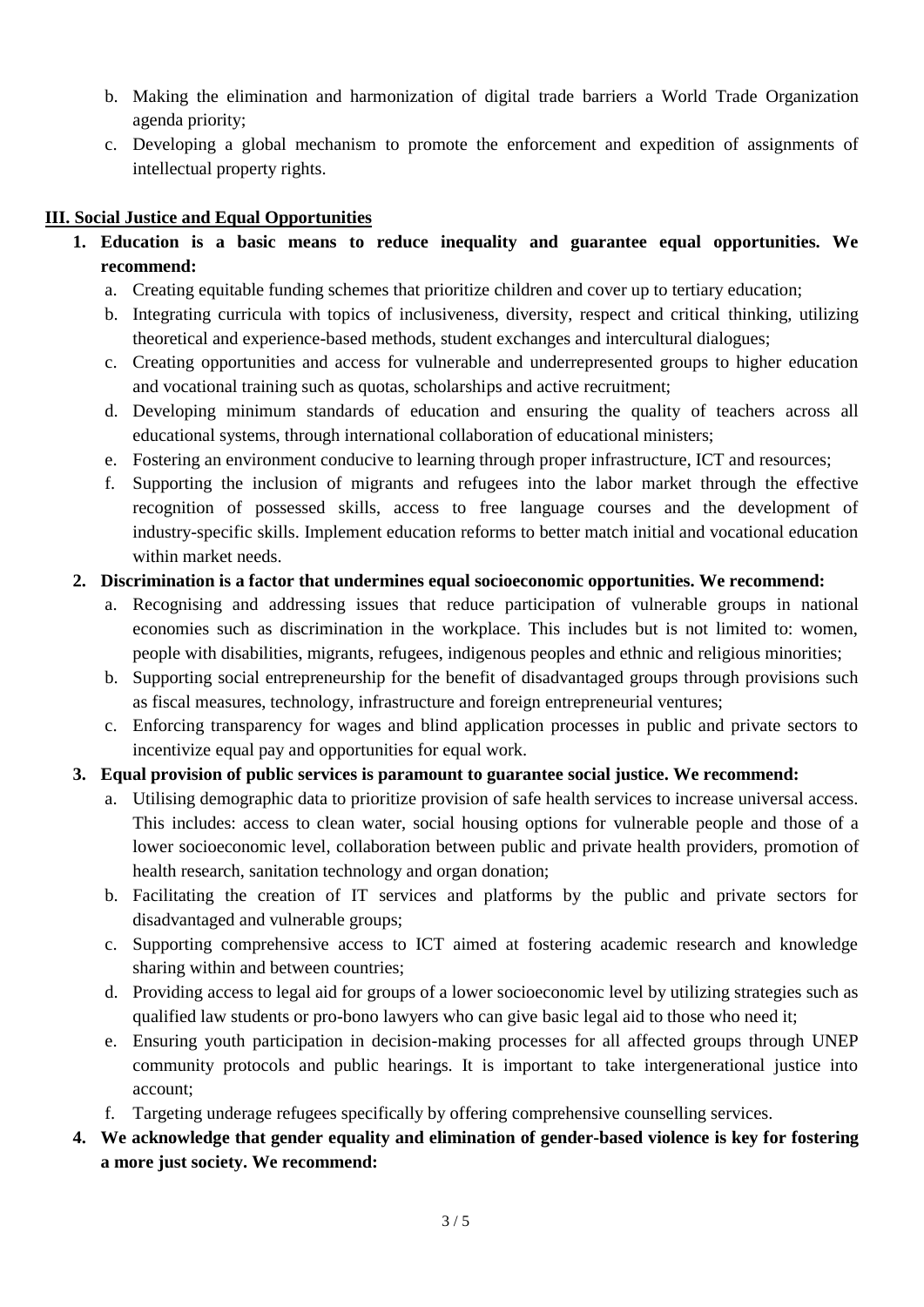b. Making the elimination and harmonization of digital trade barriers a World Trade Organization agenda priority;

c. Developing a global mechanism to promote the enforcement and expedition of assignments of intellectual property rights.

## **III. Social Justice and Equal Opportunities**

1. **Education is a basic means to reduce inequality and guarantee equal opportunities. We recommend:**
   a. Creating equitable funding schemes that prioritize children and cover up to tertiary education;
   b. Integrating curricula with topics of inclusiveness, diversity, respect and critical thinking, utilizing theoretical and experience-based methods, student exchanges and intercultural dialogues;
   c. Creating opportunities and access for vulnerable and underrepresented groups to higher education and vocational training such as quotas, scholarships and active recruitment;
   d. Developing minimum standards of education and ensuring the quality of teachers across all educational systems, through international collaboration of educational ministers;
   e. Fostering an environment conducive to learning through proper infrastructure, ICT and resources;
   f. Supporting the inclusion of migrants and refugees into the labor market through the effective recognition of possessed skills, access to free language courses and the development of industry-specific skills. Implement education reforms to better match initial and vocational education within market needs.

2. **Discrimination is a factor that undermines equal socioeconomic opportunities. We recommend:**
   a. Recognising and addressing issues that reduce participation of vulnerable groups in national economies such as discrimination in the workplace. This includes but is not limited to: women, people with disabilities, migrants, refugees, indigenous peoples and ethnic and religious minorities;
   b. Supporting social entrepreneurship for the benefit of disadvantaged groups through provisions such as fiscal measures, technology, infrastructure and foreign entrepreneurial ventures;
   c. Enforcing transparency for wages and blind application processes in public and private sectors to incentivize equal pay and opportunities for equal work.

3. **Equal provision of public services is paramount to guarantee social justice. We recommend:**
   a. Utilising demographic data to prioritize provision of safe health services to increase universal access. This includes: access to clean water, social housing options for vulnerable people and those of a lower socioeconomic level, collaboration between public and private health providers, promotion of health research, sanitation technology and organ donation;
   b. Facilitating the creation of IT services and platforms by the public and private sectors for disadvantaged and vulnerable groups;
   c. Supporting comprehensive access to ICT aimed at fostering academic research and knowledge sharing within and between countries;
   d. Providing access to legal aid for groups of a lower socioeconomic level by utilizing strategies such as qualified law students or pro-bono lawyers who can give basic legal aid to those who need it;
   e. Ensuring youth participation in decision-making processes for all affected groups through UNEP community protocols and public hearings. It is important to take intergenerational justice into account;
   f. Targeting underage refugees specifically by offering comprehensive counselling services.

4. **We acknowledge that gender equality and elimination of gender-based violence is key for fostering a more just society. We recommend:**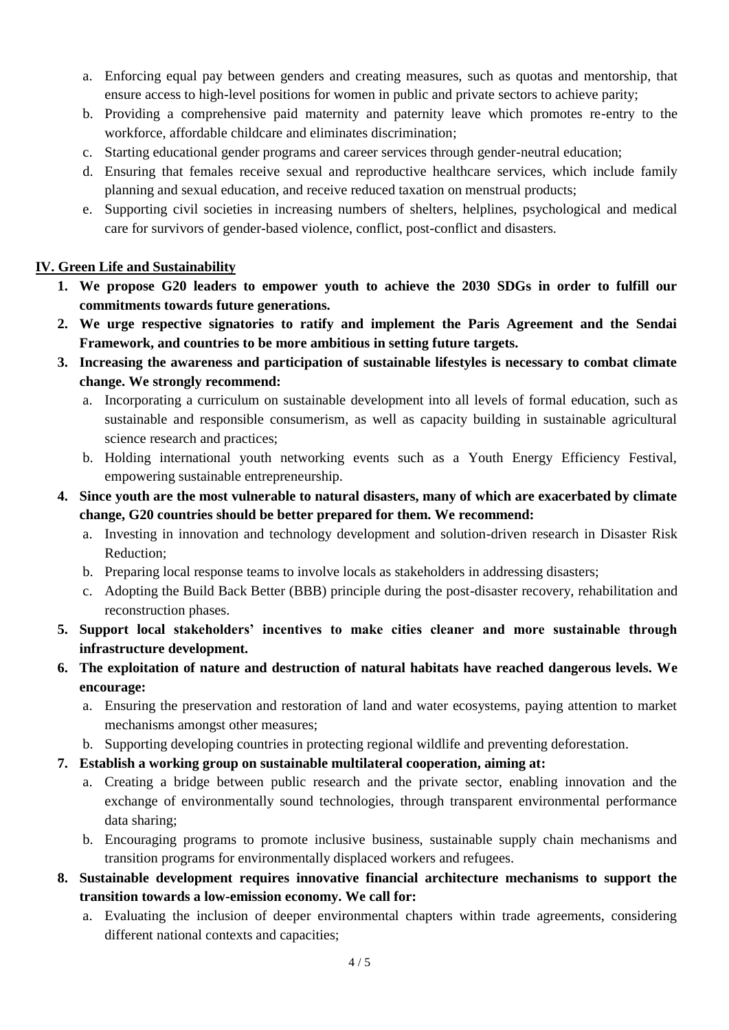a. Enforcing equal pay between genders and creating measures, such as quotas and mentorship, that ensure access to high-level positions for women in public and private sectors to achieve parity;
b. Providing a comprehensive paid maternity and paternity leave which promotes re-entry to the workforce, affordable childcare and eliminates discrimination;
c. Starting educational gender programs and career services through gender-neutral education;
d. Ensuring that females receive sexual and reproductive healthcare services, which include family planning and sexual education, and receive reduced taxation on menstrual products;
e. Supporting civil societies in increasing numbers of shelters, helplines, psychological and medical care for survivors of gender-based violence, conflict, post-conflict and disasters.

## IV. Green Life and Sustainability

1. **We propose G20 leaders to empower youth to achieve the 2030 SDGs in order to fulfill our commitments towards future generations.**
2. **We urge respective signatories to ratify and implement the Paris Agreement and the Sendai Framework, and countries to be more ambitious in setting future targets.**
3. **Increasing the awareness and participation of sustainable lifestyles is necessary to combat climate change. We strongly recommend:**
   a. Incorporating a curriculum on sustainable development into all levels of formal education, such as sustainable and responsible consumerism, as well as capacity building in sustainable agricultural science research and practices;
   b. Holding international youth networking events such as a Youth Energy Efficiency Festival, empowering sustainable entrepreneurship.
4. **Since youth are the most vulnerable to natural disasters, many of which are exacerbated by climate change, G20 countries should be better prepared for them. We recommend:**
   a. Investing in innovation and technology development and solution-driven research in Disaster Risk Reduction;
   b. Preparing local response teams to involve locals as stakeholders in addressing disasters;
   c. Adopting the Build Back Better (BBB) principle during the post-disaster recovery, rehabilitation and reconstruction phases.
5. **Support local stakeholders' incentives to make cities cleaner and more sustainable through infrastructure development.**
6. **The exploitation of nature and destruction of natural habitats have reached dangerous levels. We encourage:**
   a. Ensuring the preservation and restoration of land and water ecosystems, paying attention to market mechanisms amongst other measures;
   b. Supporting developing countries in protecting regional wildlife and preventing deforestation.
7. **Establish a working group on sustainable multilateral cooperation, aiming at:**
   a. Creating a bridge between public research and the private sector, enabling innovation and the exchange of environmentally sound technologies, through transparent environmental performance data sharing;
   b. Encouraging programs to promote inclusive business, sustainable supply chain mechanisms and transition programs for environmentally displaced workers and refugees.
8. **Sustainable development requires innovative financial architecture mechanisms to support the transition towards a low-emission economy. We call for:**
   a. Evaluating the inclusion of deeper environmental chapters within trade agreements, considering different national contexts and capacities;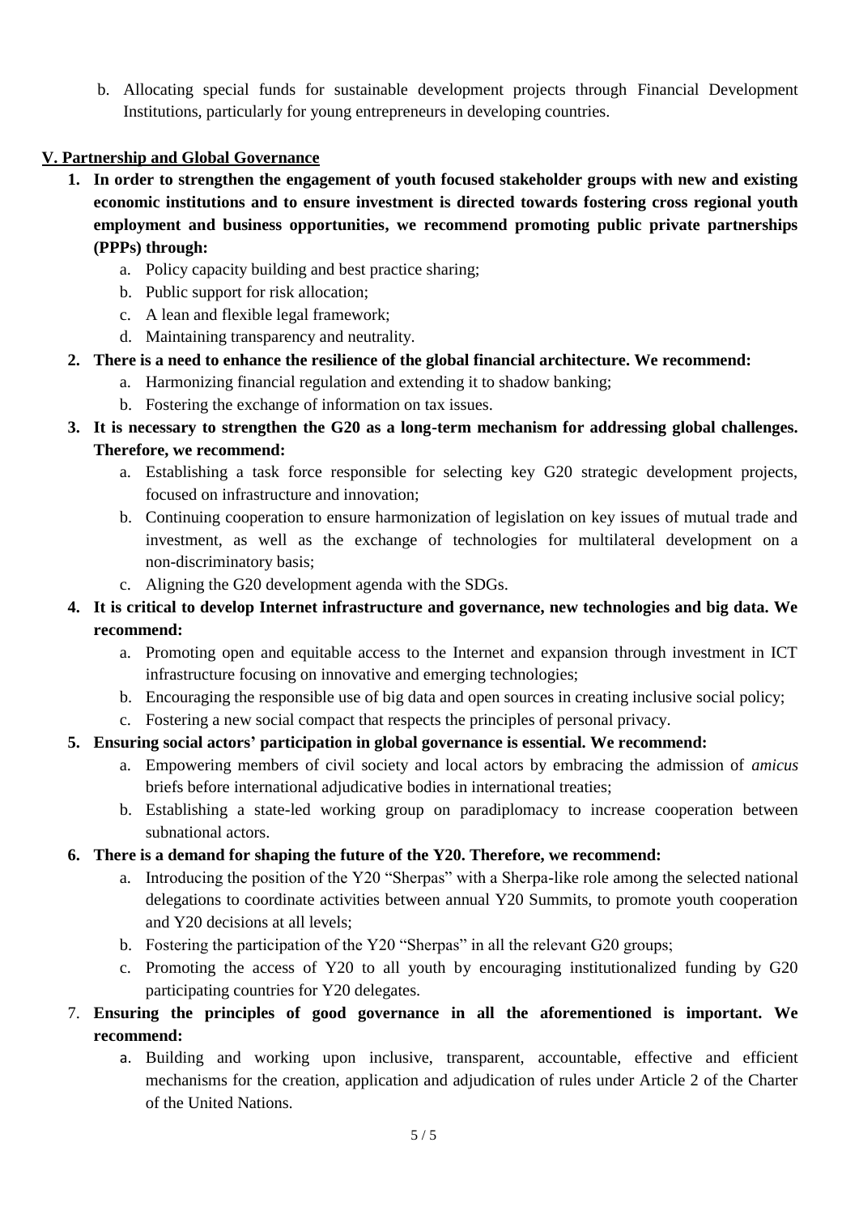b. Allocating special funds for sustainable development projects through Financial Development Institutions, particularly for young entrepreneurs in developing countries.

## V. Partnership and Global Governance

1. **In order to strengthen the engagement of youth focused stakeholder groups with new and existing economic institutions and to ensure investment is directed towards fostering cross regional youth employment and business opportunities, we recommend promoting public private partnerships (PPPs) through:**
    a. Policy capacity building and best practice sharing;
    b. Public support for risk allocation;
    c. A lean and flexible legal framework;
    d. Maintaining transparency and neutrality.
2. **There is a need to enhance the resilience of the global financial architecture. We recommend:**
    a. Harmonizing financial regulation and extending it to shadow banking;
    b. Fostering the exchange of information on tax issues.
3. **It is necessary to strengthen the G20 as a long-term mechanism for addressing global challenges. Therefore, we recommend:**
    a. Establishing a task force responsible for selecting key G20 strategic development projects, focused on infrastructure and innovation;
    b. Continuing cooperation to ensure harmonization of legislation on key issues of mutual trade and investment, as well as the exchange of technologies for multilateral development on a non-discriminatory basis;
    c. Aligning the G20 development agenda with the SDGs.
4. **It is critical to develop Internet infrastructure and governance, new technologies and big data. We recommend:**
    a. Promoting open and equitable access to the Internet and expansion through investment in ICT infrastructure focusing on innovative and emerging technologies;
    b. Encouraging the responsible use of big data and open sources in creating inclusive social policy;
    c. Fostering a new social compact that respects the principles of personal privacy.
5. **Ensuring social actors' participation in global governance is essential. We recommend:**
    a. Empowering members of civil society and local actors by embracing the admission of *amicus* briefs before international adjudicative bodies in international treaties;
    b. Establishing a state-led working group on paradiplomacy to increase cooperation between subnational actors.
6. **There is a demand for shaping the future of the Y20. Therefore, we recommend:**
    a. Introducing the position of the Y20 "Sherpas" with a Sherpa-like role among the selected national delegations to coordinate activities between annual Y20 Summits, to promote youth cooperation and Y20 decisions at all levels;
    b. Fostering the participation of the Y20 "Sherpas" in all the relevant G20 groups;
    c. Promoting the access of Y20 to all youth by encouraging institutionalized funding by G20 participating countries for Y20 delegates.
7. **Ensuring the principles of good governance in all the aforementioned is important. We recommend:**
    a. Building and working upon inclusive, transparent, accountable, effective and efficient mechanisms for the creation, application and adjudication of rules under Article 2 of the Charter of the United Nations.